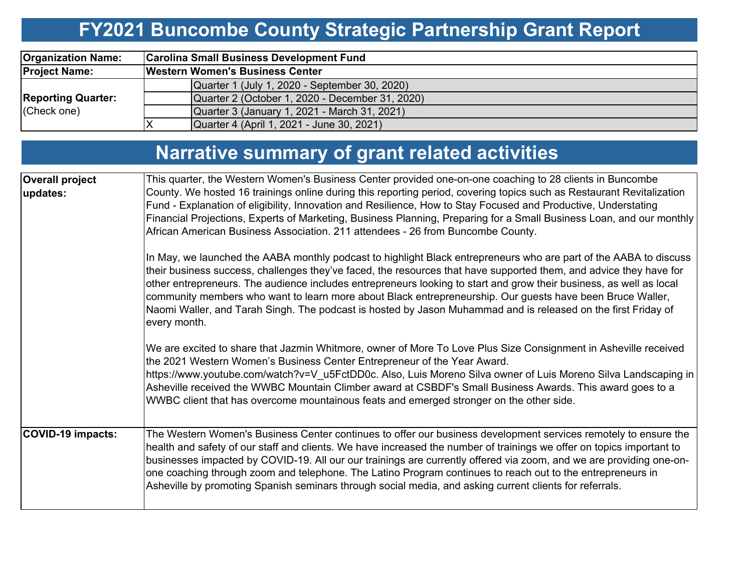# FY2021 Buncombe County Strategic Partnership Grant Report

| | | |
|---|---|---|
| **Organization Name:** | **Carolina Small Business Development Fund** | |
| **Project Name:** | **Western Women's Business Center** | |
| **Reporting Quarter:** (Check one) | | Quarter 1 (July 1, 2020 - September 30, 2020) |
| | | Quarter 2 (October 1, 2020 - December 31, 2020) |
| | | Quarter 3 (January 1, 2021 - March 31, 2021) |
| | X | Quarter 4 (April 1, 2021 - June 30, 2021) |

# Narrative summary of grant related activities

| | |
|---|---|
| **Overall project updates:** | This quarter, the Western Women's Business Center provided one-on-one coaching to 28 clients in Buncombe County. We hosted 16 trainings online during this reporting period, covering topics such as Restaurant Revitalization Fund - Explanation of eligibility, Innovation and Resilience, How to Stay Focused and Productive, Understating Financial Projections, Experts of Marketing, Business Planning, Preparing for a Small Business Loan, and our monthly African American Business Association. 211 attendees - 26 from Buncombe County.<br><br>In May, we launched the AABA monthly podcast to highlight Black entrepreneurs who are part of the AABA to discuss their business success, challenges they've faced, the resources that have supported them, and advice they have for other entrepreneurs. The audience includes entrepreneurs looking to start and grow their business, as well as local community members who want to learn more about Black entrepreneurship. Our guests have been Bruce Waller, Naomi Waller, and Tarah Singh. The podcast is hosted by Jason Muhammad and is released on the first Friday of every month.<br><br>We are excited to share that Jazmin Whitmore, owner of More To Love Plus Size Consignment in Asheville received the 2021 Western Women's Business Center Entrepreneur of the Year Award. https://www.youtube.com/watch?v=V_u5FctDD0c. Also, Luis Moreno Silva owner of Luis Moreno Silva Landscaping in Asheville received the WWBC Mountain Climber award at CSBDF's Small Business Awards. This award goes to a WWBC client that has overcome mountainous feats and emerged stronger on the other side. |
| **COVID-19 impacts:** | The Western Women's Business Center continues to offer our business development services remotely to ensure the health and safety of our staff and clients. We have increased the number of trainings we offer on topics important to businesses impacted by COVID-19. All our our trainings are currently offered via zoom, and we are providing one-on-one coaching through zoom and telephone. The Latino Program continues to reach out to the entrepreneurs in Asheville by promoting Spanish seminars through social media, and asking current clients for referrals. |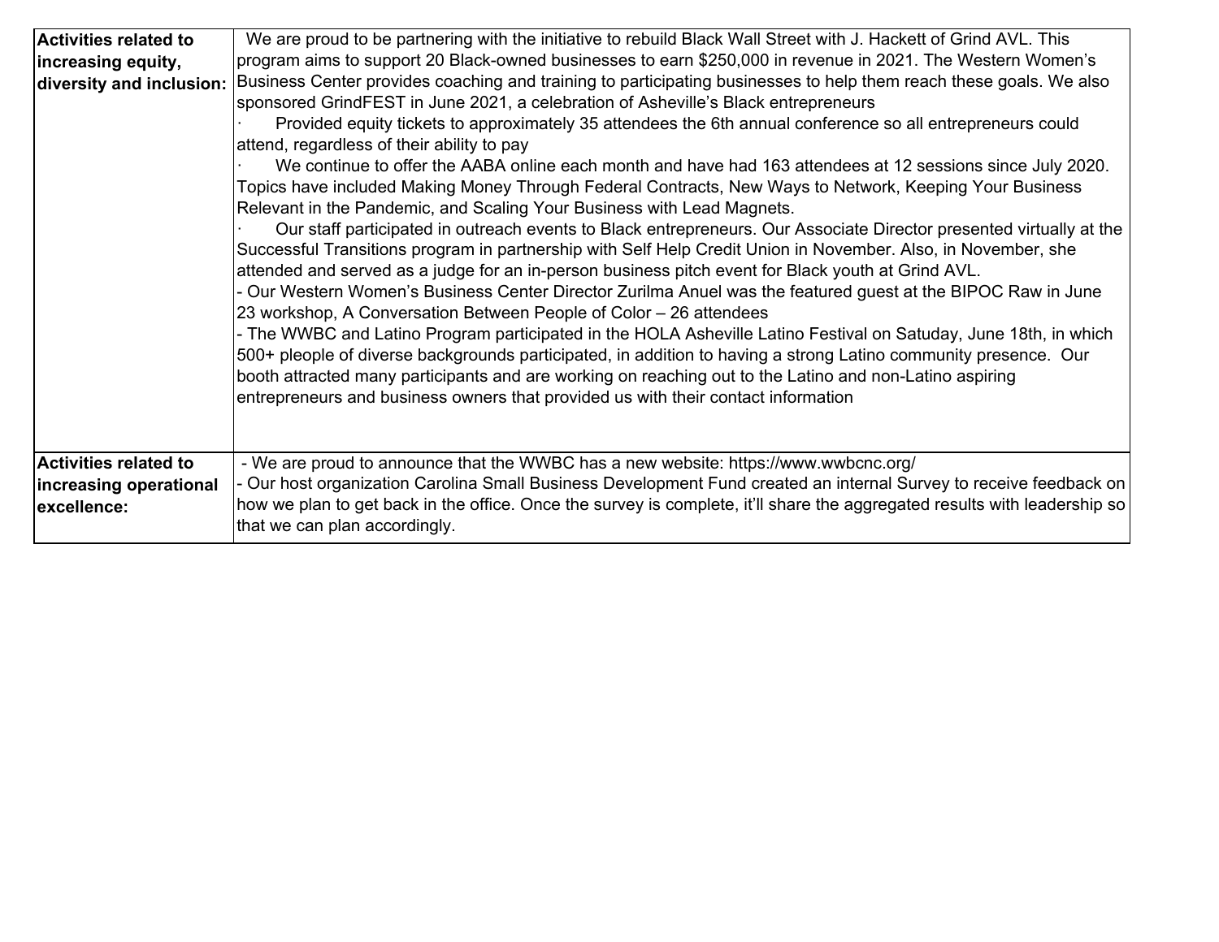| | |
|---|---|
| **Activities related to increasing equity, diversity and inclusion:** | We are proud to be partnering with the initiative to rebuild Black Wall Street with J. Hackett of Grind AVL. This program aims to support 20 Black-owned businesses to earn $250,000 in revenue in 2021. The Western Women's Business Center provides coaching and training to participating businesses to help them reach these goals. We also sponsored GrindFEST in June 2021, a celebration of Asheville's Black entrepreneurs<br>· Provided equity tickets to approximately 35 attendees the 6th annual conference so all entrepreneurs could attend, regardless of their ability to pay<br>· We continue to offer the AABA online each month and have had 163 attendees at 12 sessions since July 2020. Topics have included Making Money Through Federal Contracts, New Ways to Network, Keeping Your Business Relevant in the Pandemic, and Scaling Your Business with Lead Magnets.<br>· Our staff participated in outreach events to Black entrepreneurs. Our Associate Director presented virtually at the Successful Transitions program in partnership with Self Help Credit Union in November. Also, in November, she attended and served as a judge for an in-person business pitch event for Black youth at Grind AVL.<br>- Our Western Women's Business Center Director Zurilma Anuel was the featured guest at the BIPOC Raw in June 23 workshop, A Conversation Between People of Color – 26 attendees<br>- The WWBC and Latino Program participated in the HOLA Asheville Latino Festival on Satuday, June 18th, in which 500+ pleople of diverse backgrounds participated, in addition to having a strong Latino community presence. Our booth attracted many participants and are working on reaching out to the Latino and non-Latino aspiring entrepreneurs and business owners that provided us with their contact information |
| **Activities related to increasing operational excellence:** | - We are proud to announce that the WWBC has a new website: https://www.wwbcnc.org/<br>- Our host organization Carolina Small Business Development Fund created an internal Survey to receive feedback on how we plan to get back in the office. Once the survey is complete, it'll share the aggregated results with leadership so that we can plan accordingly. |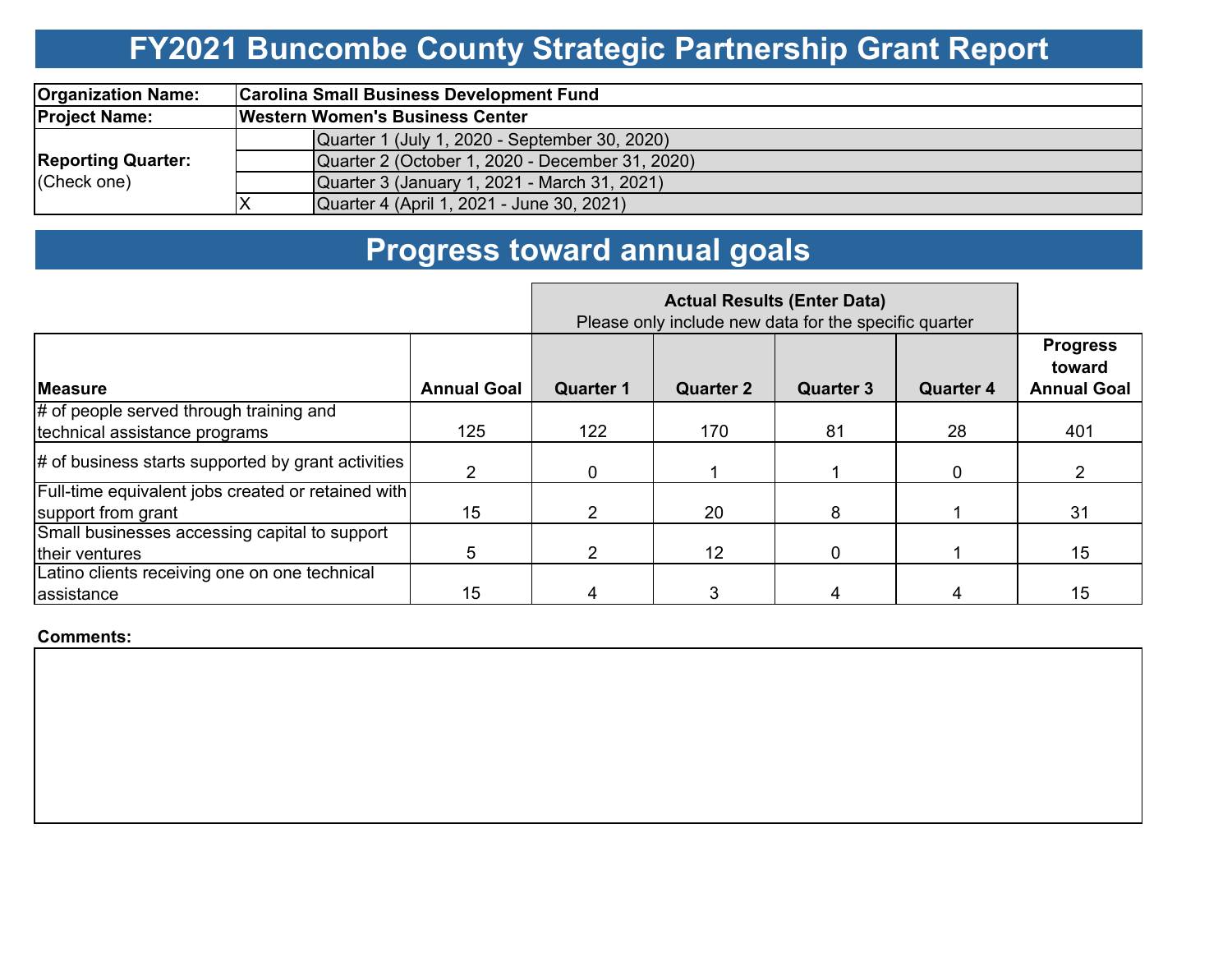# FY2021 Buncombe County Strategic Partnership Grant Report

| | | |
|---|---|---|
| **Organization Name:** | **Carolina Small Business Development Fund** | |
| **Project Name:** | **Western Women's Business Center** | |
| **Reporting Quarter:** (Check one) | | Quarter 1 (July 1, 2020 - September 30, 2020) |
| | | Quarter 2 (October 1, 2020 - December 31, 2020) |
| | | Quarter 3 (January 1, 2021 - March 31, 2021) |
| | X | Quarter 4 (April 1, 2021 - June 30, 2021) |

# Progress toward annual goals

| | | **Actual Results (Enter Data)** Please only include new data for the specific quarter | | | | |
|---|---|---|---|---|---|---|
| **Measure** | **Annual Goal** | **Quarter 1** | **Quarter 2** | **Quarter 3** | **Quarter 4** | **Progress toward Annual Goal** |
| # of people served through training and technical assistance programs | 125 | 122 | 170 | 81 | 28 | 401 |
| # of business starts supported by grant activities | 2 | 0 | 1 | 1 | 0 | 2 |
| Full-time equivalent jobs created or retained with support from grant | 15 | 2 | 20 | 8 | 1 | 31 |
| Small businesses accessing capital to support their ventures | 5 | 2 | 12 | 0 | 1 | 15 |
| Latino clients receiving one on one technical assistance | 15 | 4 | 3 | 4 | 4 | 15 |

**Comments:**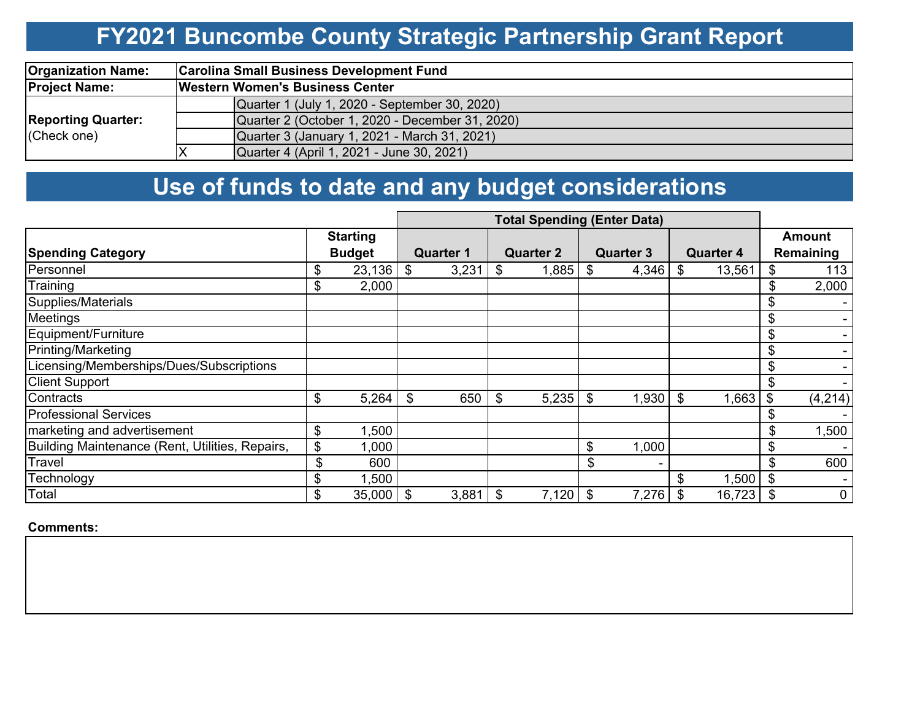# FY2021 Buncombe County Strategic Partnership Grant Report

| | | |
|---|---|---|
| **Organization Name:** | **Carolina Small Business Development Fund** | |
| **Project Name:** | **Western Women's Business Center** | |
| **Reporting Quarter:** (Check one) | | Quarter 1 (July 1, 2020 - September 30, 2020) |
| | | Quarter 2 (October 1, 2020 - December 31, 2020) |
| | | Quarter 3 (January 1, 2021 - March 31, 2021) |
| | X | Quarter 4 (April 1, 2021 - June 30, 2021) |

## Use of funds to date and any budget considerations

| | | Total Spending (Enter Data) | | | | |
|---|---|---|---|---|---|---|
| **Spending Category** | **Starting Budget** | **Quarter 1** | **Quarter 2** | **Quarter 3** | **Quarter 4** | **Amount Remaining** |
| Personnel | $ 23,136 | $ 3,231 | $ 1,885 | $ 4,346 | $ 13,561 | $ 113 |
| Training | $ 2,000 | | | | | $ 2,000 |
| Supplies/Materials | | | | | | $ - |
| Meetings | | | | | | $ - |
| Equipment/Furniture | | | | | | $ - |
| Printing/Marketing | | | | | | $ - |
| Licensing/Memberships/Dues/Subscriptions | | | | | | $ - |
| Client Support | | | | | | $ - |
| Contracts | $ 5,264 | $ 650 | $ 5,235 | $ 1,930 | $ 1,663 | $ (4,214) |
| Professional Services | | | | | | $ - |
| marketing and advertisement | $ 1,500 | | | | | $ 1,500 |
| Building Maintenance (Rent, Utilities, Repairs, | $ 1,000 | | | $ 1,000 | | $ - |
| Travel | $ 600 | | | $ - | | $ 600 |
| Technology | $ 1,500 | | | | $ 1,500 | $ - |
| Total | $ 35,000 | $ 3,881 | $ 7,120 | $ 7,276 | $ 16,723 | $ 0 |

**Comments:**